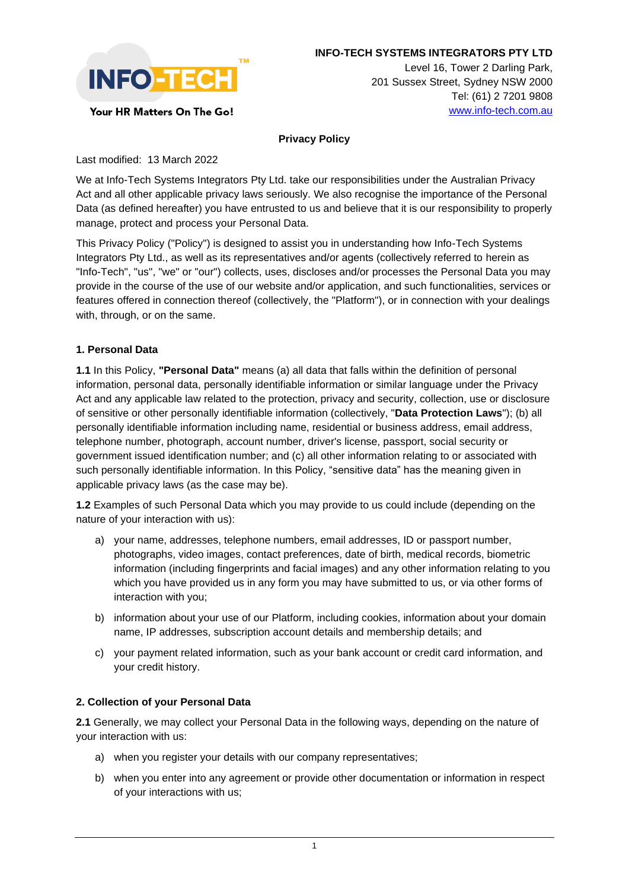**INFO-TECH SYSTEMS INTEGRATORS PTY LTD**
Level 16, Tower 2 Darling Park,
201 Sussex Street, Sydney NSW 2000
Tel: (61) 2 7201 9808
www.info-tech.com.au

Your HR Matters On The Go!

# Privacy Policy

Last modified: 13 March 2022

We at Info-Tech Systems Integrators Pty Ltd. take our responsibilities under the Australian Privacy Act and all other applicable privacy laws seriously. We also recognise the importance of the Personal Data (as defined hereafter) you have entrusted to us and believe that it is our responsibility to properly manage, protect and process your Personal Data.

This Privacy Policy ("Policy") is designed to assist you in understanding how Info-Tech Systems Integrators Pty Ltd., as well as its representatives and/or agents (collectively referred to herein as "Info-Tech", "us", "we" or "our") collects, uses, discloses and/or processes the Personal Data you may provide in the course of the use of our website and/or application, and such functionalities, services or features offered in connection thereof (collectively, the "Platform"), or in connection with your dealings with, through, or on the same.

## 1. Personal Data

**1.1** In this Policy, **"Personal Data"** means (a) all data that falls within the definition of personal information, personal data, personally identifiable information or similar language under the Privacy Act and any applicable law related to the protection, privacy and security, collection, use or disclosure of sensitive or other personally identifiable information (collectively, "**Data Protection Laws**"); (b) all personally identifiable information including name, residential or business address, email address, telephone number, photograph, account number, driver's license, passport, social security or government issued identification number; and (c) all other information relating to or associated with such personally identifiable information. In this Policy, “sensitive data” has the meaning given in applicable privacy laws (as the case may be).

**1.2** Examples of such Personal Data which you may provide to us could include (depending on the nature of your interaction with us):

a) your name, addresses, telephone numbers, email addresses, ID or passport number, photographs, video images, contact preferences, date of birth, medical records, biometric information (including fingerprints and facial images) and any other information relating to you which you have provided us in any form you may have submitted to us, or via other forms of interaction with you;

b) information about your use of our Platform, including cookies, information about your domain name, IP addresses, subscription account details and membership details; and

c) your payment related information, such as your bank account or credit card information, and your credit history.

## 2. Collection of your Personal Data

**2.1** Generally, we may collect your Personal Data in the following ways, depending on the nature of your interaction with us:

a) when you register your details with our company representatives;

b) when you enter into any agreement or provide other documentation or information in respect of your interactions with us;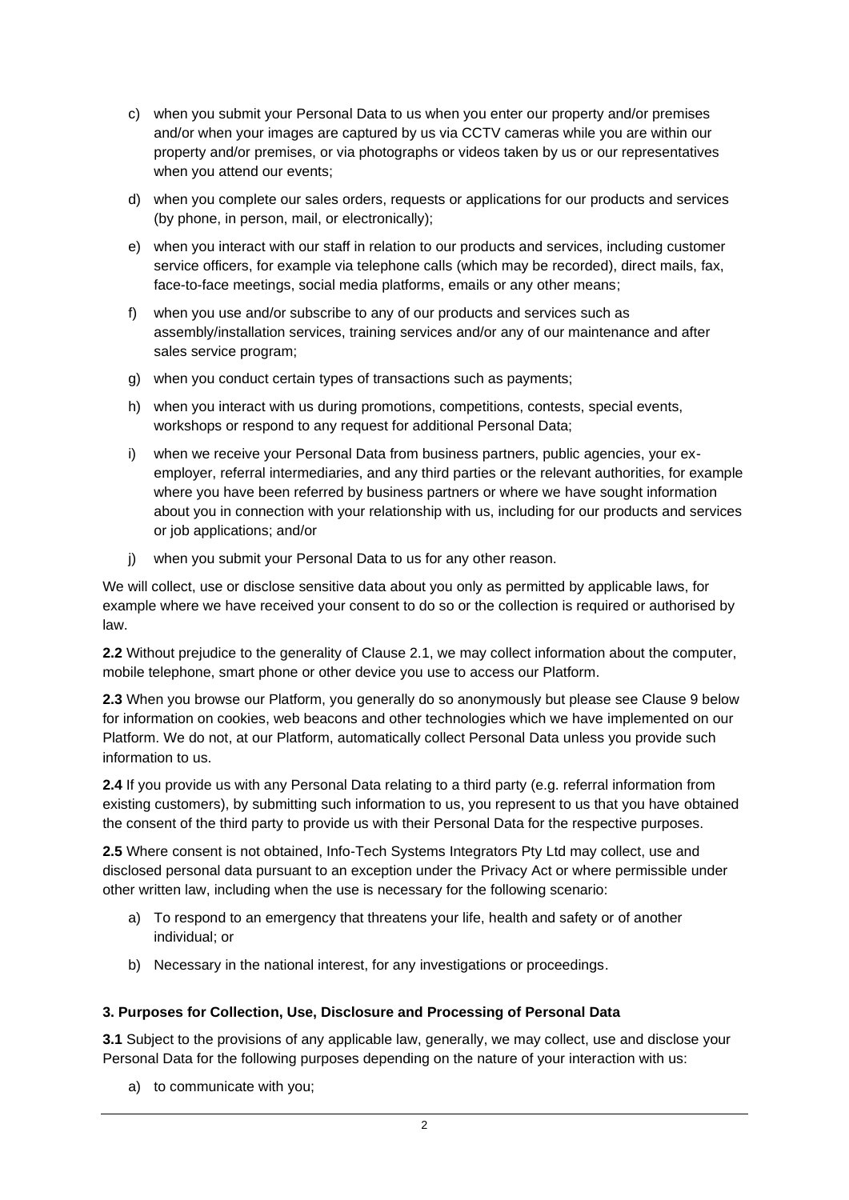c) when you submit your Personal Data to us when you enter our property and/or premises and/or when your images are captured by us via CCTV cameras while you are within our property and/or premises, or via photographs or videos taken by us or our representatives when you attend our events;

d) when you complete our sales orders, requests or applications for our products and services (by phone, in person, mail, or electronically);

e) when you interact with our staff in relation to our products and services, including customer service officers, for example via telephone calls (which may be recorded), direct mails, fax, face-to-face meetings, social media platforms, emails or any other means;

f) when you use and/or subscribe to any of our products and services such as assembly/installation services, training services and/or any of our maintenance and after sales service program;

g) when you conduct certain types of transactions such as payments;

h) when you interact with us during promotions, competitions, contests, special events, workshops or respond to any request for additional Personal Data;

i) when we receive your Personal Data from business partners, public agencies, your ex-employer, referral intermediaries, and any third parties or the relevant authorities, for example where you have been referred by business partners or where we have sought information about you in connection with your relationship with us, including for our products and services or job applications; and/or

j) when you submit your Personal Data to us for any other reason.

We will collect, use or disclose sensitive data about you only as permitted by applicable laws, for example where we have received your consent to do so or the collection is required or authorised by law.

**2.2** Without prejudice to the generality of Clause 2.1, we may collect information about the computer, mobile telephone, smart phone or other device you use to access our Platform.

**2.3** When you browse our Platform, you generally do so anonymously but please see Clause 9 below for information on cookies, web beacons and other technologies which we have implemented on our Platform. We do not, at our Platform, automatically collect Personal Data unless you provide such information to us.

**2.4** If you provide us with any Personal Data relating to a third party (e.g. referral information from existing customers), by submitting such information to us, you represent to us that you have obtained the consent of the third party to provide us with their Personal Data for the respective purposes.

**2.5** Where consent is not obtained, Info-Tech Systems Integrators Pty Ltd may collect, use and disclosed personal data pursuant to an exception under the Privacy Act or where permissible under other written law, including when the use is necessary for the following scenario:

a) To respond to an emergency that threatens your life, health and safety or of another individual; or

b) Necessary in the national interest, for any investigations or proceedings.

**3. Purposes for Collection, Use, Disclosure and Processing of Personal Data**

**3.1** Subject to the provisions of any applicable law, generally, we may collect, use and disclose your Personal Data for the following purposes depending on the nature of your interaction with us:

a) to communicate with you;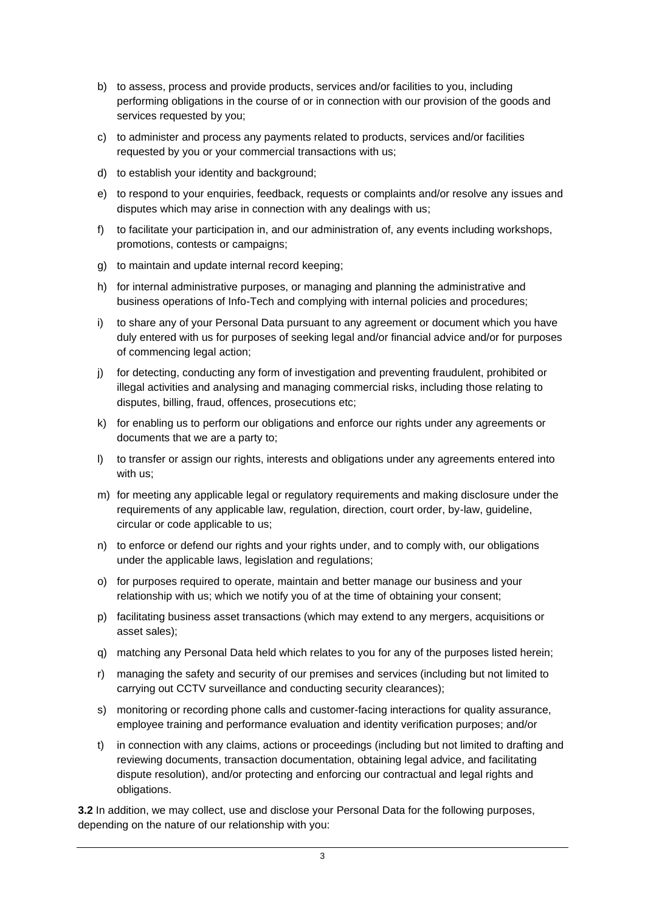b) to assess, process and provide products, services and/or facilities to you, including performing obligations in the course of or in connection with our provision of the goods and services requested by you;

c) to administer and process any payments related to products, services and/or facilities requested by you or your commercial transactions with us;

d) to establish your identity and background;

e) to respond to your enquiries, feedback, requests or complaints and/or resolve any issues and disputes which may arise in connection with any dealings with us;

f) to facilitate your participation in, and our administration of, any events including workshops, promotions, contests or campaigns;

g) to maintain and update internal record keeping;

h) for internal administrative purposes, or managing and planning the administrative and business operations of Info-Tech and complying with internal policies and procedures;

i) to share any of your Personal Data pursuant to any agreement or document which you have duly entered with us for purposes of seeking legal and/or financial advice and/or for purposes of commencing legal action;

j) for detecting, conducting any form of investigation and preventing fraudulent, prohibited or illegal activities and analysing and managing commercial risks, including those relating to disputes, billing, fraud, offences, prosecutions etc;

k) for enabling us to perform our obligations and enforce our rights under any agreements or documents that we are a party to;

l) to transfer or assign our rights, interests and obligations under any agreements entered into with us;

m) for meeting any applicable legal or regulatory requirements and making disclosure under the requirements of any applicable law, regulation, direction, court order, by-law, guideline, circular or code applicable to us;

n) to enforce or defend our rights and your rights under, and to comply with, our obligations under the applicable laws, legislation and regulations;

o) for purposes required to operate, maintain and better manage our business and your relationship with us; which we notify you of at the time of obtaining your consent;

p) facilitating business asset transactions (which may extend to any mergers, acquisitions or asset sales);

q) matching any Personal Data held which relates to you for any of the purposes listed herein;

r) managing the safety and security of our premises and services (including but not limited to carrying out CCTV surveillance and conducting security clearances);

s) monitoring or recording phone calls and customer-facing interactions for quality assurance, employee training and performance evaluation and identity verification purposes; and/or

t) in connection with any claims, actions or proceedings (including but not limited to drafting and reviewing documents, transaction documentation, obtaining legal advice, and facilitating dispute resolution), and/or protecting and enforcing our contractual and legal rights and obligations.

**3.2** In addition, we may collect, use and disclose your Personal Data for the following purposes, depending on the nature of our relationship with you: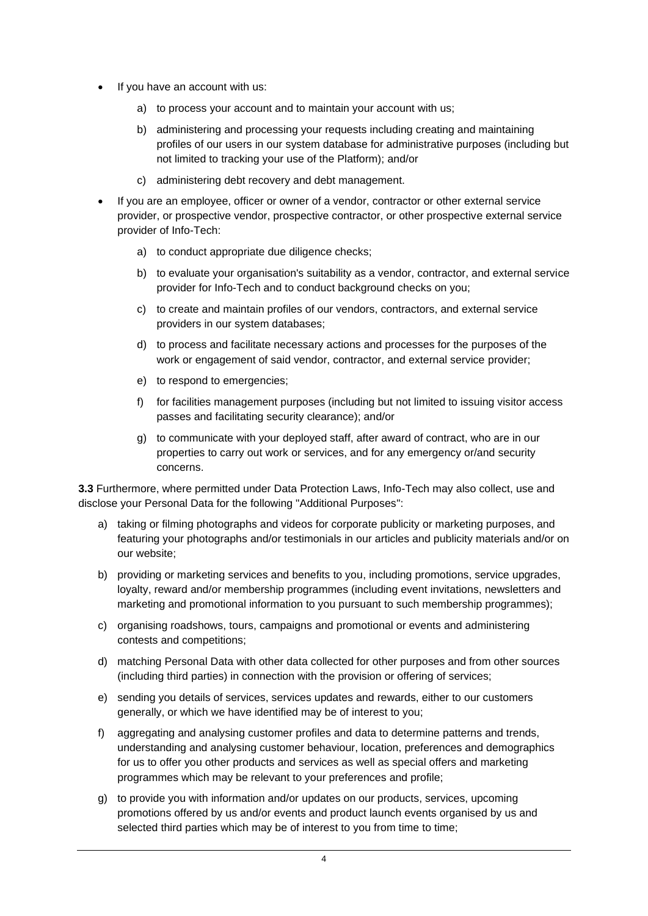- If you have an account with us:

    a) to process your account and to maintain your account with us;

    b) administering and processing your requests including creating and maintaining profiles of our users in our system database for administrative purposes (including but not limited to tracking your use of the Platform); and/or

    c) administering debt recovery and debt management.

- If you are an employee, officer or owner of a vendor, contractor or other external service provider, or prospective vendor, prospective contractor, or other prospective external service provider of Info-Tech:

    a) to conduct appropriate due diligence checks;

    b) to evaluate your organisation's suitability as a vendor, contractor, and external service provider for Info-Tech and to conduct background checks on you;

    c) to create and maintain profiles of our vendors, contractors, and external service providers in our system databases;

    d) to process and facilitate necessary actions and processes for the purposes of the work or engagement of said vendor, contractor, and external service provider;

    e) to respond to emergencies;

    f) for facilities management purposes (including but not limited to issuing visitor access passes and facilitating security clearance); and/or

    g) to communicate with your deployed staff, after award of contract, who are in our properties to carry out work or services, and for any emergency or/and security concerns.

**3.3** Furthermore, where permitted under Data Protection Laws, Info-Tech may also collect, use and disclose your Personal Data for the following "Additional Purposes":

a) taking or filming photographs and videos for corporate publicity or marketing purposes, and featuring your photographs and/or testimonials in our articles and publicity materials and/or on our website;

b) providing or marketing services and benefits to you, including promotions, service upgrades, loyalty, reward and/or membership programmes (including event invitations, newsletters and marketing and promotional information to you pursuant to such membership programmes);

c) organising roadshows, tours, campaigns and promotional or events and administering contests and competitions;

d) matching Personal Data with other data collected for other purposes and from other sources (including third parties) in connection with the provision or offering of services;

e) sending you details of services, services updates and rewards, either to our customers generally, or which we have identified may be of interest to you;

f) aggregating and analysing customer profiles and data to determine patterns and trends, understanding and analysing customer behaviour, location, preferences and demographics for us to offer you other products and services as well as special offers and marketing programmes which may be relevant to your preferences and profile;

g) to provide you with information and/or updates on our products, services, upcoming promotions offered by us and/or events and product launch events organised by us and selected third parties which may be of interest to you from time to time;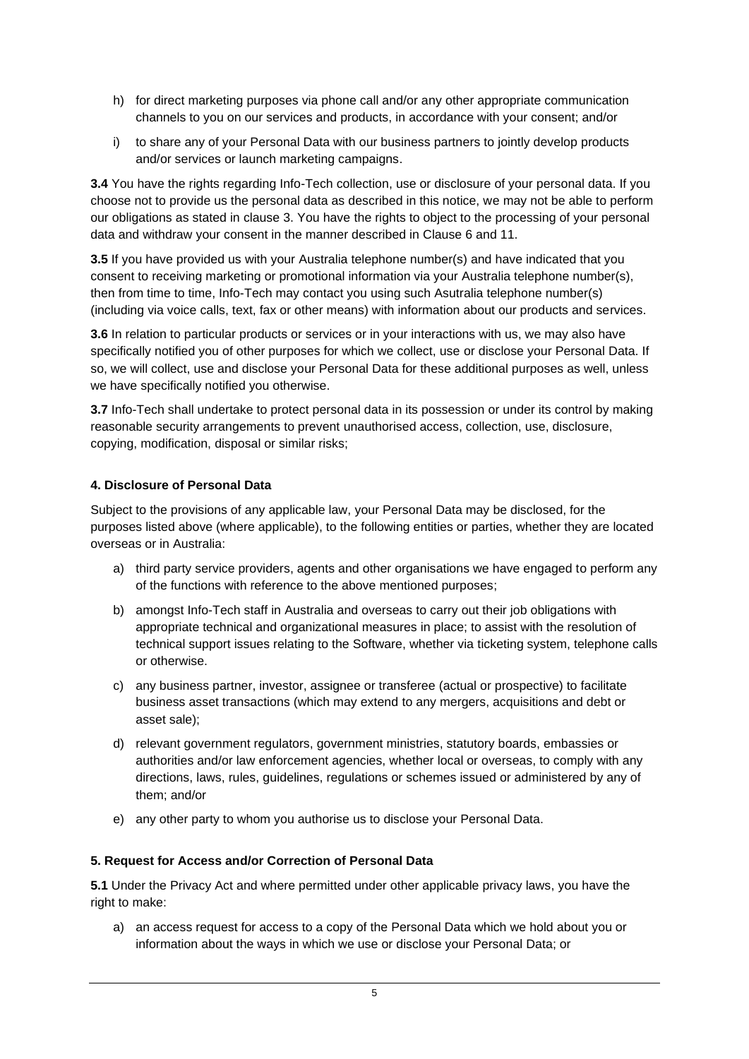h) for direct marketing purposes via phone call and/or any other appropriate communication channels to you on our services and products, in accordance with your consent; and/or

i) to share any of your Personal Data with our business partners to jointly develop products and/or services or launch marketing campaigns.

**3.4** You have the rights regarding Info-Tech collection, use or disclosure of your personal data. If you choose not to provide us the personal data as described in this notice, we may not be able to perform our obligations as stated in clause 3. You have the rights to object to the processing of your personal data and withdraw your consent in the manner described in Clause 6 and 11.

**3.5** If you have provided us with your Australia telephone number(s) and have indicated that you consent to receiving marketing or promotional information via your Australia telephone number(s), then from time to time, Info-Tech may contact you using such Asutralia telephone number(s) (including via voice calls, text, fax or other means) with information about our products and services.

**3.6** In relation to particular products or services or in your interactions with us, we may also have specifically notified you of other purposes for which we collect, use or disclose your Personal Data. If so, we will collect, use and disclose your Personal Data for these additional purposes as well, unless we have specifically notified you otherwise.

**3.7** Info-Tech shall undertake to protect personal data in its possession or under its control by making reasonable security arrangements to prevent unauthorised access, collection, use, disclosure, copying, modification, disposal or similar risks;

#### 4. Disclosure of Personal Data

Subject to the provisions of any applicable law, your Personal Data may be disclosed, for the purposes listed above (where applicable), to the following entities or parties, whether they are located overseas or in Australia:

a) third party service providers, agents and other organisations we have engaged to perform any of the functions with reference to the above mentioned purposes;

b) amongst Info-Tech staff in Australia and overseas to carry out their job obligations with appropriate technical and organizational measures in place; to assist with the resolution of technical support issues relating to the Software, whether via ticketing system, telephone calls or otherwise.

c) any business partner, investor, assignee or transferee (actual or prospective) to facilitate business asset transactions (which may extend to any mergers, acquisitions and debt or asset sale);

d) relevant government regulators, government ministries, statutory boards, embassies or authorities and/or law enforcement agencies, whether local or overseas, to comply with any directions, laws, rules, guidelines, regulations or schemes issued or administered by any of them; and/or

e) any other party to whom you authorise us to disclose your Personal Data.

#### 5. Request for Access and/or Correction of Personal Data

**5.1** Under the Privacy Act and where permitted under other applicable privacy laws, you have the right to make:

a) an access request for access to a copy of the Personal Data which we hold about you or information about the ways in which we use or disclose your Personal Data; or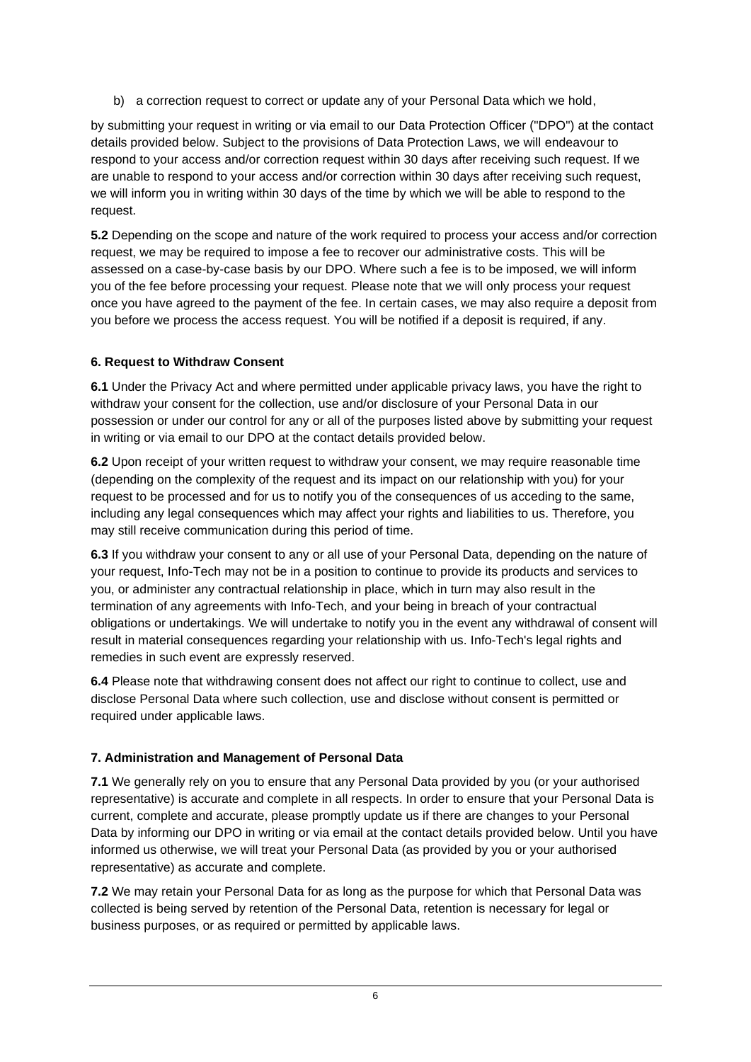b) a correction request to correct or update any of your Personal Data which we hold,

by submitting your request in writing or via email to our Data Protection Officer ("DPO") at the contact details provided below. Subject to the provisions of Data Protection Laws, we will endeavour to respond to your access and/or correction request within 30 days after receiving such request. If we are unable to respond to your access and/or correction within 30 days after receiving such request, we will inform you in writing within 30 days of the time by which we will be able to respond to the request.

**5.2** Depending on the scope and nature of the work required to process your access and/or correction request, we may be required to impose a fee to recover our administrative costs. This will be assessed on a case-by-case basis by our DPO. Where such a fee is to be imposed, we will inform you of the fee before processing your request. Please note that we will only process your request once you have agreed to the payment of the fee. In certain cases, we may also require a deposit from you before we process the access request. You will be notified if a deposit is required, if any.

**6. Request to Withdraw Consent**

**6.1** Under the Privacy Act and where permitted under applicable privacy laws, you have the right to withdraw your consent for the collection, use and/or disclosure of your Personal Data in our possession or under our control for any or all of the purposes listed above by submitting your request in writing or via email to our DPO at the contact details provided below.

**6.2** Upon receipt of your written request to withdraw your consent, we may require reasonable time (depending on the complexity of the request and its impact on our relationship with you) for your request to be processed and for us to notify you of the consequences of us acceding to the same, including any legal consequences which may affect your rights and liabilities to us. Therefore, you may still receive communication during this period of time.

**6.3** If you withdraw your consent to any or all use of your Personal Data, depending on the nature of your request, Info-Tech may not be in a position to continue to provide its products and services to you, or administer any contractual relationship in place, which in turn may also result in the termination of any agreements with Info-Tech, and your being in breach of your contractual obligations or undertakings. We will undertake to notify you in the event any withdrawal of consent will result in material consequences regarding your relationship with us. Info-Tech's legal rights and remedies in such event are expressly reserved.

**6.4** Please note that withdrawing consent does not affect our right to continue to collect, use and disclose Personal Data where such collection, use and disclose without consent is permitted or required under applicable laws.

**7. Administration and Management of Personal Data**

**7.1** We generally rely on you to ensure that any Personal Data provided by you (or your authorised representative) is accurate and complete in all respects. In order to ensure that your Personal Data is current, complete and accurate, please promptly update us if there are changes to your Personal Data by informing our DPO in writing or via email at the contact details provided below. Until you have informed us otherwise, we will treat your Personal Data (as provided by you or your authorised representative) as accurate and complete.

**7.2** We may retain your Personal Data for as long as the purpose for which that Personal Data was collected is being served by retention of the Personal Data, retention is necessary for legal or business purposes, or as required or permitted by applicable laws.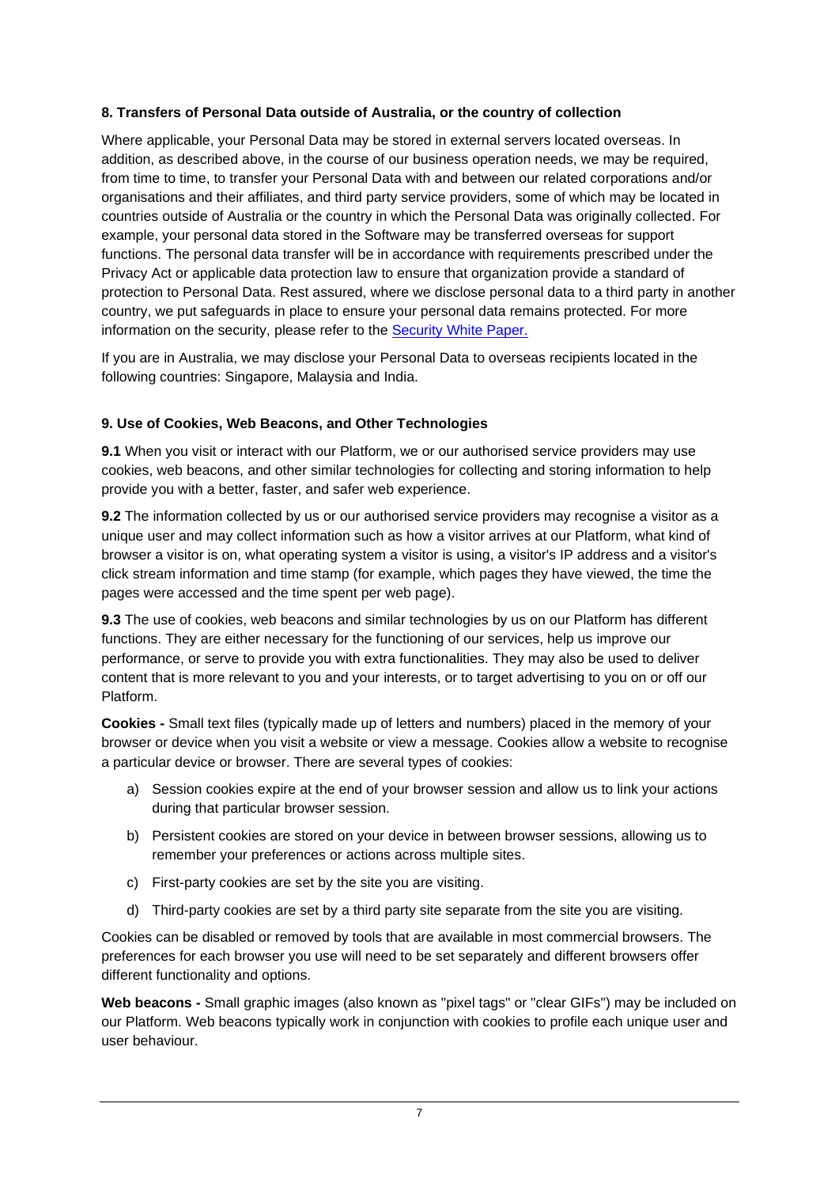**8. Transfers of Personal Data outside of Australia, or the country of collection**

Where applicable, your Personal Data may be stored in external servers located overseas. In addition, as described above, in the course of our business operation needs, we may be required, from time to time, to transfer your Personal Data with and between our related corporations and/or organisations and their affiliates, and third party service providers, some of which may be located in countries outside of Australia or the country in which the Personal Data was originally collected. For example, your personal data stored in the Software may be transferred overseas for support functions. The personal data transfer will be in accordance with requirements prescribed under the Privacy Act or applicable data protection law to ensure that organization provide a standard of protection to Personal Data. Rest assured, where we disclose personal data to a third party in another country, we put safeguards in place to ensure your personal data remains protected. For more information on the security, please refer to the [Security White Paper.]()

If you are in Australia, we may disclose your Personal Data to overseas recipients located in the following countries: Singapore, Malaysia and India.

**9. Use of Cookies, Web Beacons, and Other Technologies**

**9.1** When you visit or interact with our Platform, we or our authorised service providers may use cookies, web beacons, and other similar technologies for collecting and storing information to help provide you with a better, faster, and safer web experience.

**9.2** The information collected by us or our authorised service providers may recognise a visitor as a unique user and may collect information such as how a visitor arrives at our Platform, what kind of browser a visitor is on, what operating system a visitor is using, a visitor's IP address and a visitor's click stream information and time stamp (for example, which pages they have viewed, the time the pages were accessed and the time spent per web page).

**9.3** The use of cookies, web beacons and similar technologies by us on our Platform has different functions. They are either necessary for the functioning of our services, help us improve our performance, or serve to provide you with extra functionalities. They may also be used to deliver content that is more relevant to you and your interests, or to target advertising to you on or off our Platform.

**Cookies -** Small text files (typically made up of letters and numbers) placed in the memory of your browser or device when you visit a website or view a message. Cookies allow a website to recognise a particular device or browser. There are several types of cookies:

a) Session cookies expire at the end of your browser session and allow us to link your actions during that particular browser session.

b) Persistent cookies are stored on your device in between browser sessions, allowing us to remember your preferences or actions across multiple sites.

c) First-party cookies are set by the site you are visiting.

d) Third-party cookies are set by a third party site separate from the site you are visiting.

Cookies can be disabled or removed by tools that are available in most commercial browsers. The preferences for each browser you use will need to be set separately and different browsers offer different functionality and options.

**Web beacons -** Small graphic images (also known as "pixel tags" or "clear GIFs") may be included on our Platform. Web beacons typically work in conjunction with cookies to profile each unique user and user behaviour.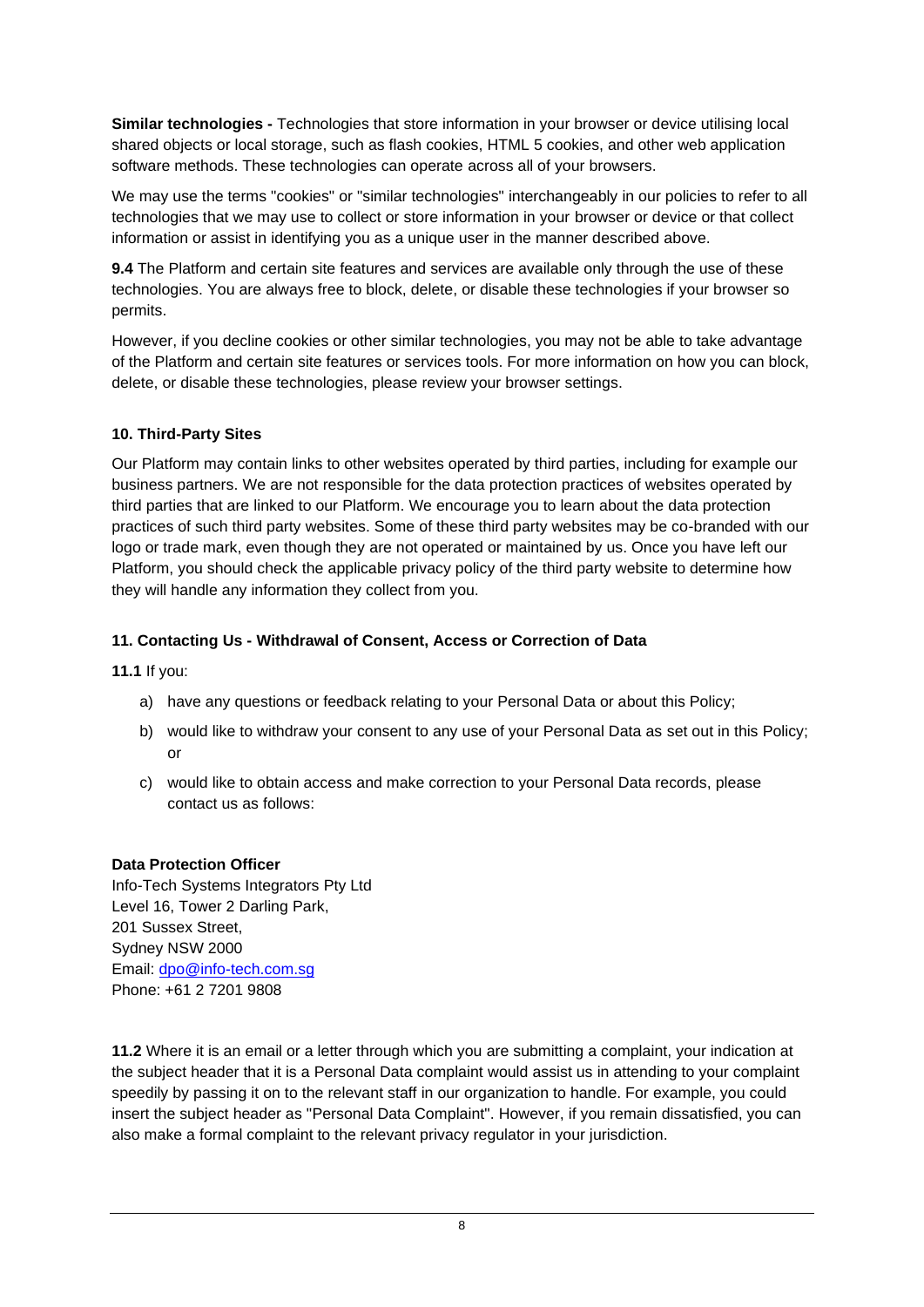**Similar technologies -** Technologies that store information in your browser or device utilising local shared objects or local storage, such as flash cookies, HTML 5 cookies, and other web application software methods. These technologies can operate across all of your browsers.

We may use the terms "cookies" or "similar technologies" interchangeably in our policies to refer to all technologies that we may use to collect or store information in your browser or device or that collect information or assist in identifying you as a unique user in the manner described above.

**9.4** The Platform and certain site features and services are available only through the use of these technologies. You are always free to block, delete, or disable these technologies if your browser so permits.

However, if you decline cookies or other similar technologies, you may not be able to take advantage of the Platform and certain site features or services tools. For more information on how you can block, delete, or disable these technologies, please review your browser settings.

### 10. Third-Party Sites

Our Platform may contain links to other websites operated by third parties, including for example our business partners. We are not responsible for the data protection practices of websites operated by third parties that are linked to our Platform. We encourage you to learn about the data protection practices of such third party websites. Some of these third party websites may be co-branded with our logo or trade mark, even though they are not operated or maintained by us. Once you have left our Platform, you should check the applicable privacy policy of the third party website to determine how they will handle any information they collect from you.

### 11. Contacting Us - Withdrawal of Consent, Access or Correction of Data

**11.1** If you:

a) have any questions or feedback relating to your Personal Data or about this Policy;

b) would like to withdraw your consent to any use of your Personal Data as set out in this Policy; or

c) would like to obtain access and make correction to your Personal Data records, please contact us as follows:

**Data Protection Officer**
Info-Tech Systems Integrators Pty Ltd
Level 16, Tower 2 Darling Park,
201 Sussex Street,
Sydney NSW 2000
Email: dpo@info-tech.com.sg
Phone: +61 2 7201 9808

**11.2** Where it is an email or a letter through which you are submitting a complaint, your indication at the subject header that it is a Personal Data complaint would assist us in attending to your complaint speedily by passing it on to the relevant staff in our organization to handle. For example, you could insert the subject header as "Personal Data Complaint". However, if you remain dissatisfied, you can also make a formal complaint to the relevant privacy regulator in your jurisdiction.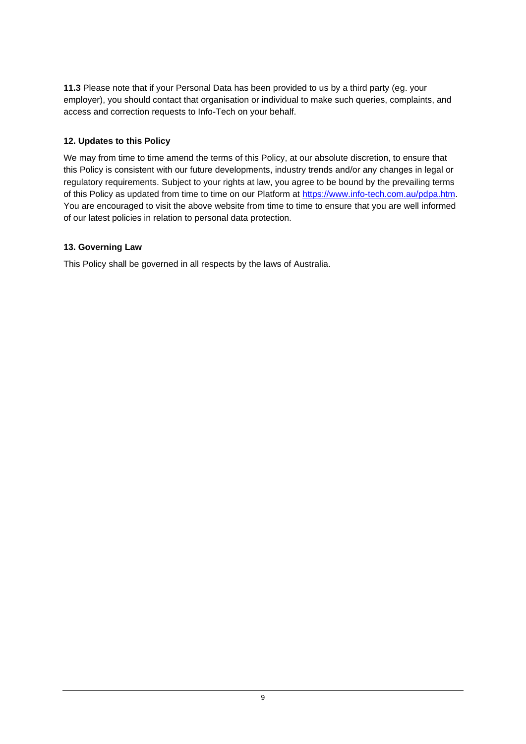**11.3** Please note that if your Personal Data has been provided to us by a third party (eg. your employer), you should contact that organisation or individual to make such queries, complaints, and access and correction requests to Info-Tech on your behalf.

### 12. Updates to this Policy

We may from time to time amend the terms of this Policy, at our absolute discretion, to ensure that this Policy is consistent with our future developments, industry trends and/or any changes in legal or regulatory requirements. Subject to your rights at law, you agree to be bound by the prevailing terms of this Policy as updated from time to time on our Platform at https://www.info-tech.com.au/pdpa.htm. You are encouraged to visit the above website from time to time to ensure that you are well informed of our latest policies in relation to personal data protection.

### 13. Governing Law

This Policy shall be governed in all respects by the laws of Australia.